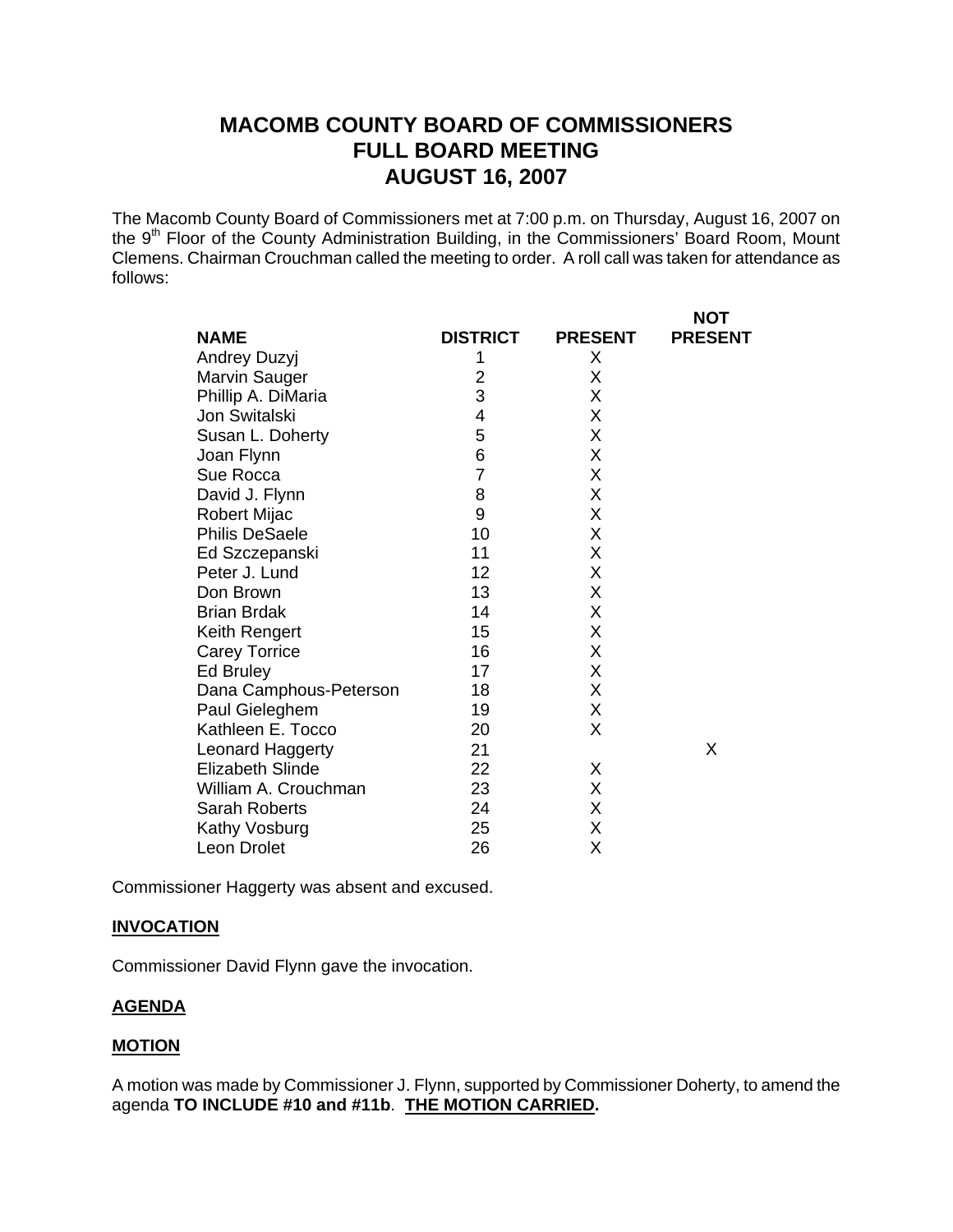# MACOMB COUNTY BOARD OF COMMISSIONERS
# FULL BOARD MEETING
# AUGUST 16, 2007

The Macomb County Board of Commissioners met at 7:00 p.m. on Thursday, August 16, 2007 on the 9th Floor of the County Administration Building, in the Commissioners' Board Room, Mount Clemens. Chairman Crouchman called the meeting to order. A roll call was taken for attendance as follows:

| NAME | DISTRICT | PRESENT | NOT PRESENT |
|---|---|---|---|
| Andrey Duzyj | 1 | X | |
| Marvin Sauger | 2 | X | |
| Phillip A. DiMaria | 3 | X | |
| Jon Switalski | 4 | X | |
| Susan L. Doherty | 5 | X | |
| Joan Flynn | 6 | X | |
| Sue Rocca | 7 | X | |
| David J. Flynn | 8 | X | |
| Robert Mijac | 9 | X | |
| Philis DeSaele | 10 | X | |
| Ed Szczepanski | 11 | X | |
| Peter J. Lund | 12 | X | |
| Don Brown | 13 | X | |
| Brian Brdak | 14 | X | |
| Keith Rengert | 15 | X | |
| Carey Torrice | 16 | X | |
| Ed Bruley | 17 | X | |
| Dana Camphous-Peterson | 18 | X | |
| Paul Gieleghem | 19 | X | |
| Kathleen E. Tocco | 20 | X | |
| Leonard Haggerty | 21 | | X |
| Elizabeth Slinde | 22 | X | |
| William A. Crouchman | 23 | X | |
| Sarah Roberts | 24 | X | |
| Kathy Vosburg | 25 | X | |
| Leon Drolet | 26 | X | |

Commissioner Haggerty was absent and excused.

**INVOCATION**

Commissioner David Flynn gave the invocation.

**AGENDA**

**MOTION**

A motion was made by Commissioner J. Flynn, supported by Commissioner Doherty, to amend the agenda **TO INCLUDE #10 and #11b**. **THE MOTION CARRIED.**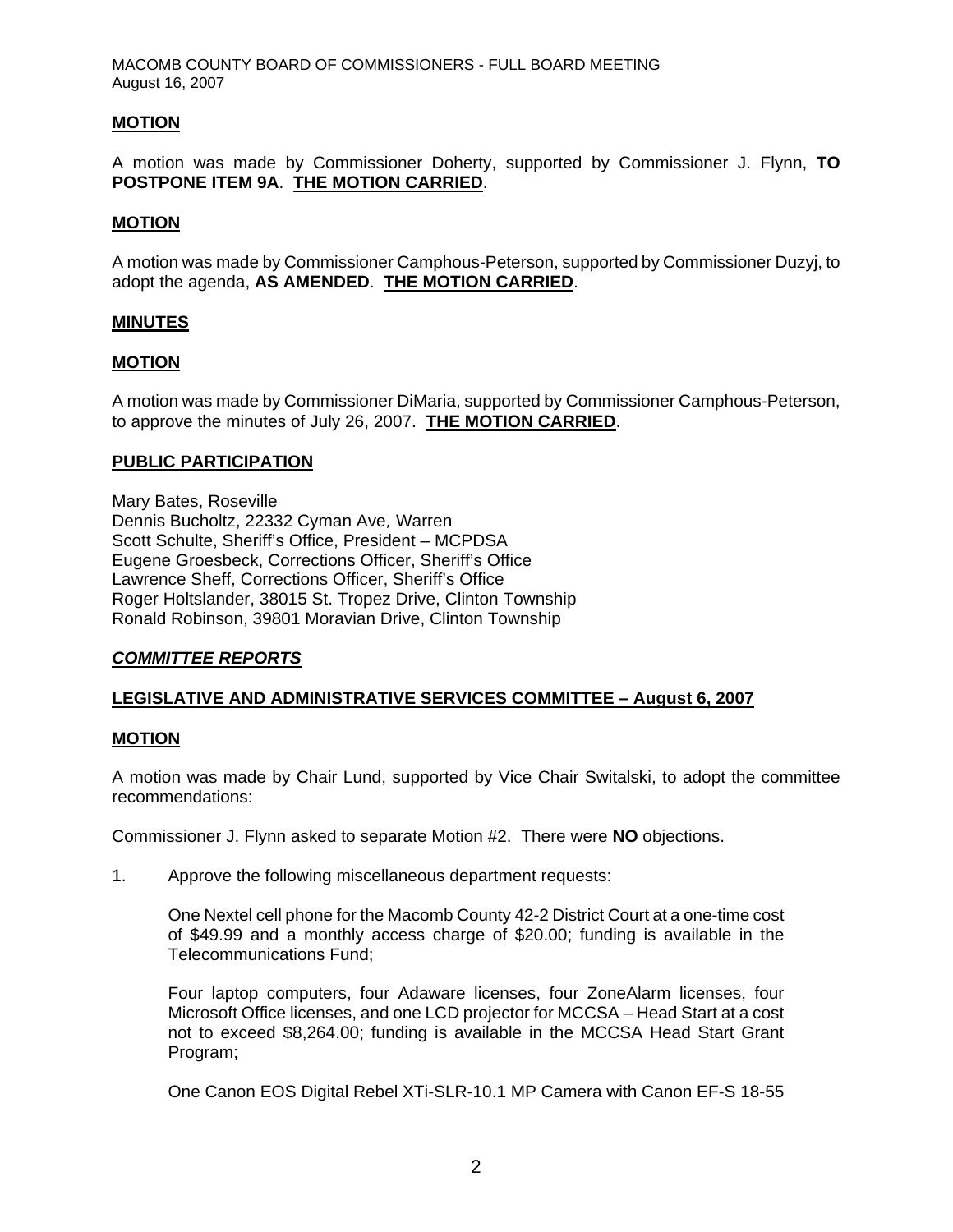**MOTION**

A motion was made by Commissioner Doherty, supported by Commissioner J. Flynn, **TO POSTPONE ITEM 9A**. **THE MOTION CARRIED**.

**MOTION**

A motion was made by Commissioner Camphous-Peterson, supported by Commissioner Duzyj, to adopt the agenda, **AS AMENDED**. **THE MOTION CARRIED**.

**MINUTES**

**MOTION**

A motion was made by Commissioner DiMaria, supported by Commissioner Camphous-Peterson, to approve the minutes of July 26, 2007. **THE MOTION CARRIED**.

**PUBLIC PARTICIPATION**

Mary Bates, Roseville
Dennis Bucholtz, 22332 Cyman Ave*,* Warren
Scott Schulte, Sheriff's Office, President – MCPDSA
Eugene Groesbeck, Corrections Officer, Sheriff's Office
Lawrence Sheff, Corrections Officer, Sheriff's Office
Roger Holtslander, 38015 St. Tropez Drive, Clinton Township
Ronald Robinson, 39801 Moravian Drive, Clinton Township

***COMMITTEE REPORTS***

**LEGISLATIVE AND ADMINISTRATIVE SERVICES COMMITTEE – August 6, 2007**

**MOTION**

A motion was made by Chair Lund, supported by Vice Chair Switalski, to adopt the committee recommendations:

Commissioner J. Flynn asked to separate Motion #2. There were **NO** objections.

1. Approve the following miscellaneous department requests:

   One Nextel cell phone for the Macomb County 42-2 District Court at a one-time cost of $49.99 and a monthly access charge of $20.00; funding is available in the Telecommunications Fund;

   Four laptop computers, four Adaware licenses, four ZoneAlarm licenses, four Microsoft Office licenses, and one LCD projector for MCCSA – Head Start at a cost not to exceed $8,264.00; funding is available in the MCCSA Head Start Grant Program;

   One Canon EOS Digital Rebel XTi-SLR-10.1 MP Camera with Canon EF-S 18-55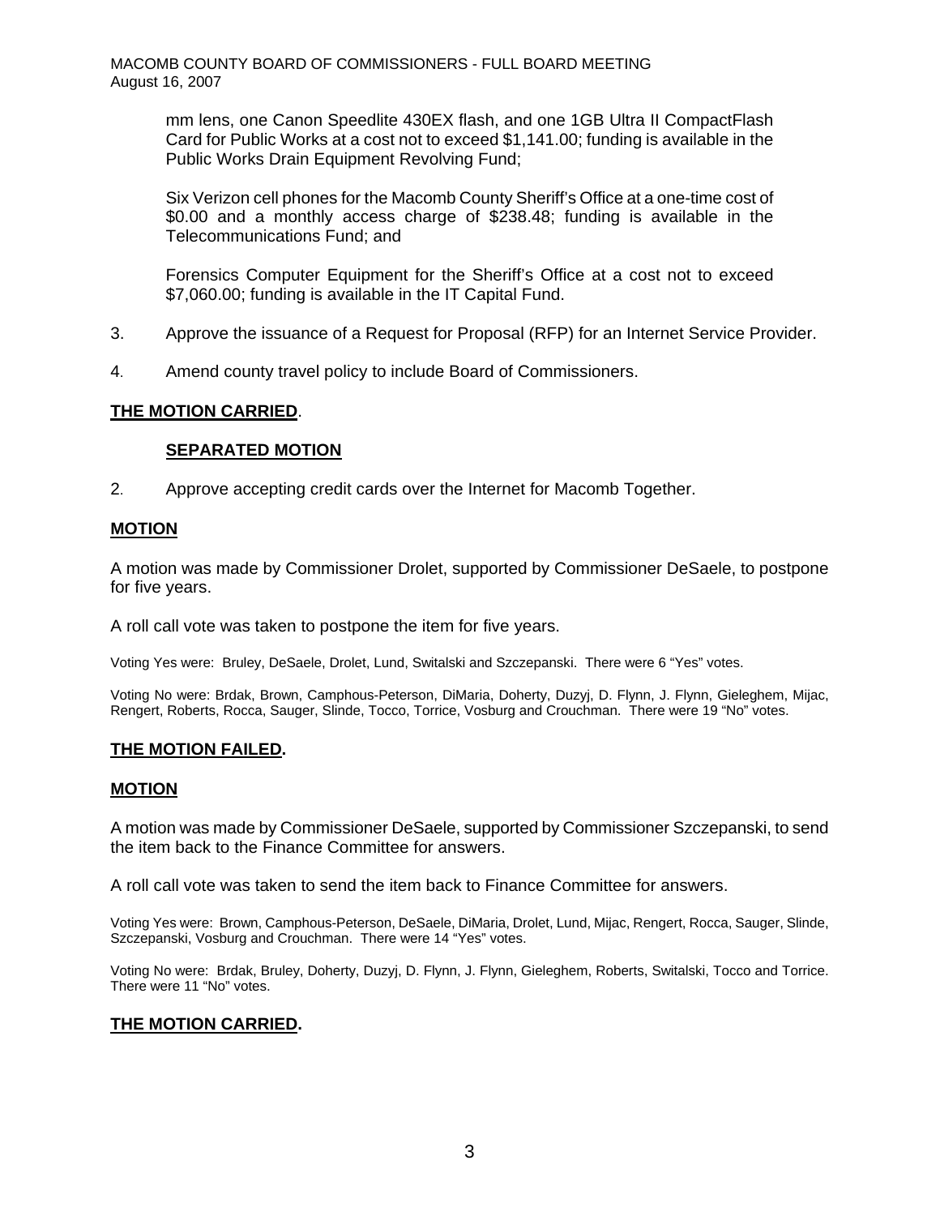mm lens, one Canon Speedlite 430EX flash, and one 1GB Ultra II CompactFlash Card for Public Works at a cost not to exceed $1,141.00; funding is available in the Public Works Drain Equipment Revolving Fund;

Six Verizon cell phones for the Macomb County Sheriff's Office at a one-time cost of $0.00 and a monthly access charge of $238.48; funding is available in the Telecommunications Fund; and

Forensics Computer Equipment for the Sheriff's Office at a cost not to exceed $7,060.00; funding is available in the IT Capital Fund.

3. Approve the issuance of a Request for Proposal (RFP) for an Internet Service Provider.

4. Amend county travel policy to include Board of Commissioners.

**THE MOTION CARRIED**.

**SEPARATED MOTION**

2. Approve accepting credit cards over the Internet for Macomb Together.

**MOTION**

A motion was made by Commissioner Drolet, supported by Commissioner DeSaele, to postpone for five years.

A roll call vote was taken to postpone the item for five years.

Voting Yes were: Bruley, DeSaele, Drolet, Lund, Switalski and Szczepanski. There were 6 "Yes" votes.

Voting No were: Brdak, Brown, Camphous-Peterson, DiMaria, Doherty, Duzyj, D. Flynn, J. Flynn, Gieleghem, Mijac, Rengert, Roberts, Rocca, Sauger, Slinde, Tocco, Torrice, Vosburg and Crouchman. There were 19 "No" votes.

**THE MOTION FAILED.**

**MOTION**

A motion was made by Commissioner DeSaele, supported by Commissioner Szczepanski, to send the item back to the Finance Committee for answers.

A roll call vote was taken to send the item back to Finance Committee for answers.

Voting Yes were: Brown, Camphous-Peterson, DeSaele, DiMaria, Drolet, Lund, Mijac, Rengert, Rocca, Sauger, Slinde, Szczepanski, Vosburg and Crouchman. There were 14 "Yes" votes.

Voting No were: Brdak, Bruley, Doherty, Duzyj, D. Flynn, J. Flynn, Gieleghem, Roberts, Switalski, Tocco and Torrice. There were 11 "No" votes.

**THE MOTION CARRIED.**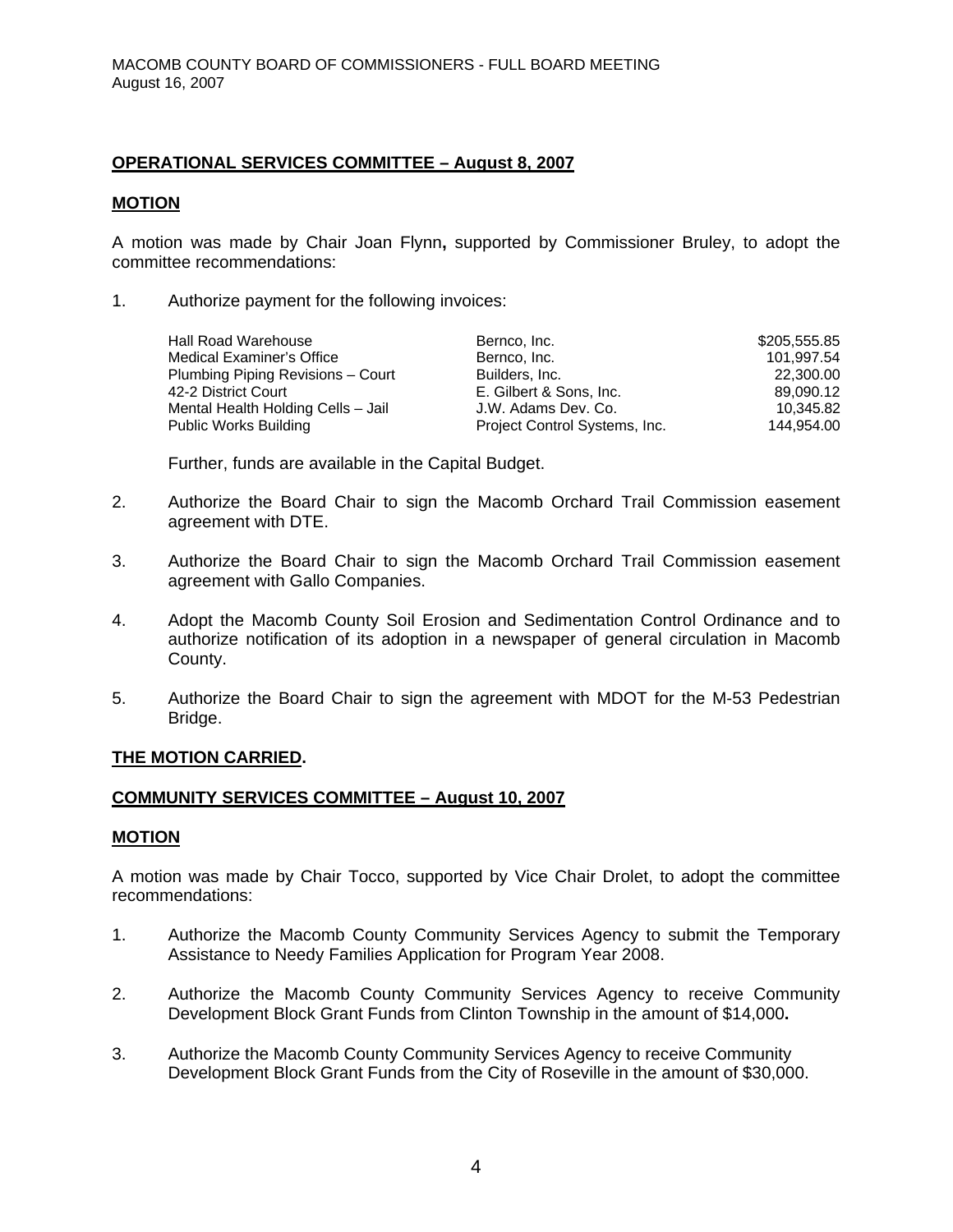MACOMB COUNTY BOARD OF COMMISSIONERS - FULL BOARD MEETING
August 16, 2007

**OPERATIONAL SERVICES COMMITTEE – August 8, 2007**

**MOTION**

A motion was made by Chair Joan Flynn**,** supported by Commissioner Bruley, to adopt the committee recommendations:

1. Authorize payment for the following invoices:

| | | |
|---|---|---|
| Hall Road Warehouse | Bernco, Inc. | $205,555.85 |
| Medical Examiner's Office | Bernco, Inc. | 101,997.54 |
| Plumbing Piping Revisions – Court | Builders, Inc. | 22,300.00 |
| 42-2 District Court | E. Gilbert & Sons, Inc. | 89,090.12 |
| Mental Health Holding Cells – Jail | J.W. Adams Dev. Co. | 10,345.82 |
| Public Works Building | Project Control Systems, Inc. | 144,954.00 |

   Further, funds are available in the Capital Budget.

2. Authorize the Board Chair to sign the Macomb Orchard Trail Commission easement agreement with DTE.

3. Authorize the Board Chair to sign the Macomb Orchard Trail Commission easement agreement with Gallo Companies.

4. Adopt the Macomb County Soil Erosion and Sedimentation Control Ordinance and to authorize notification of its adoption in a newspaper of general circulation in Macomb County.

5. Authorize the Board Chair to sign the agreement with MDOT for the M-53 Pedestrian Bridge.

**THE MOTION CARRIED.**

**COMMUNITY SERVICES COMMITTEE – August 10, 2007**

**MOTION**

A motion was made by Chair Tocco, supported by Vice Chair Drolet, to adopt the committee recommendations:

1. Authorize the Macomb County Community Services Agency to submit the Temporary Assistance to Needy Families Application for Program Year 2008.

2. Authorize the Macomb County Community Services Agency to receive Community Development Block Grant Funds from Clinton Township in the amount of $14,000**.**

3. Authorize the Macomb County Community Services Agency to receive Community Development Block Grant Funds from the City of Roseville in the amount of $30,000.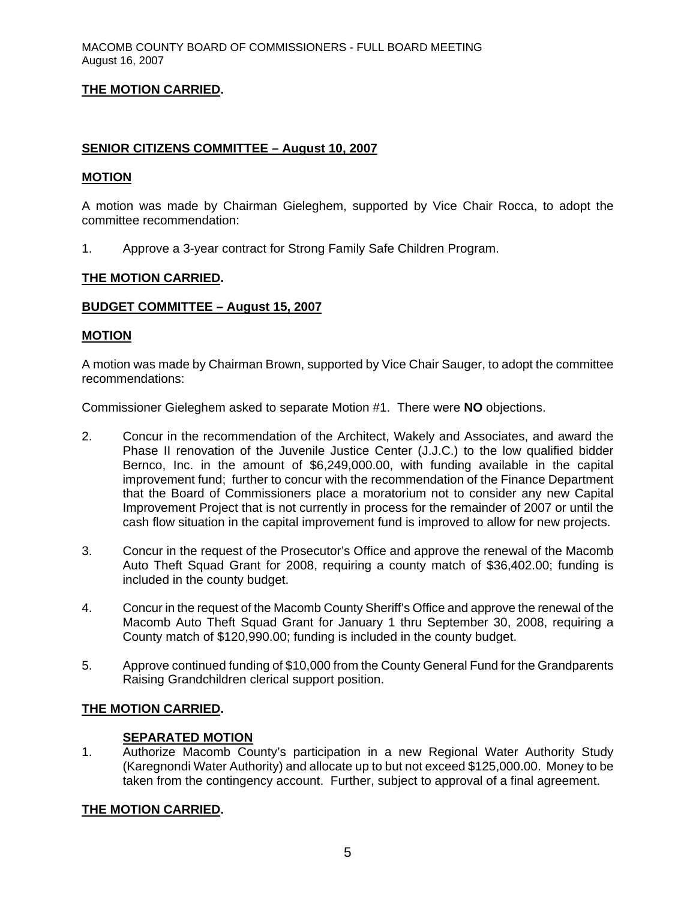**THE MOTION CARRIED.**

**SENIOR CITIZENS COMMITTEE – August 10, 2007**

**MOTION**

A motion was made by Chairman Gieleghem, supported by Vice Chair Rocca, to adopt the committee recommendation:

1. Approve a 3-year contract for Strong Family Safe Children Program.

**THE MOTION CARRIED.**

**BUDGET COMMITTEE – August 15, 2007**

**MOTION**

A motion was made by Chairman Brown, supported by Vice Chair Sauger, to adopt the committee recommendations:

Commissioner Gieleghem asked to separate Motion #1. There were **NO** objections.

2. Concur in the recommendation of the Architect, Wakely and Associates, and award the Phase II renovation of the Juvenile Justice Center (J.J.C.) to the low qualified bidder Bernco, Inc. in the amount of $6,249,000.00, with funding available in the capital improvement fund; further to concur with the recommendation of the Finance Department that the Board of Commissioners place a moratorium not to consider any new Capital Improvement Project that is not currently in process for the remainder of 2007 or until the cash flow situation in the capital improvement fund is improved to allow for new projects.

3. Concur in the request of the Prosecutor's Office and approve the renewal of the Macomb Auto Theft Squad Grant for 2008, requiring a county match of $36,402.00; funding is included in the county budget.

4. Concur in the request of the Macomb County Sheriff's Office and approve the renewal of the Macomb Auto Theft Squad Grant for January 1 thru September 30, 2008, requiring a County match of $120,990.00; funding is included in the county budget.

5. Approve continued funding of $10,000 from the County General Fund for the Grandparents Raising Grandchildren clerical support position.

**THE MOTION CARRIED.**

**SEPARATED MOTION**

1. Authorize Macomb County's participation in a new Regional Water Authority Study (Karegnondi Water Authority) and allocate up to but not exceed $125,000.00. Money to be taken from the contingency account. Further, subject to approval of a final agreement.

**THE MOTION CARRIED.**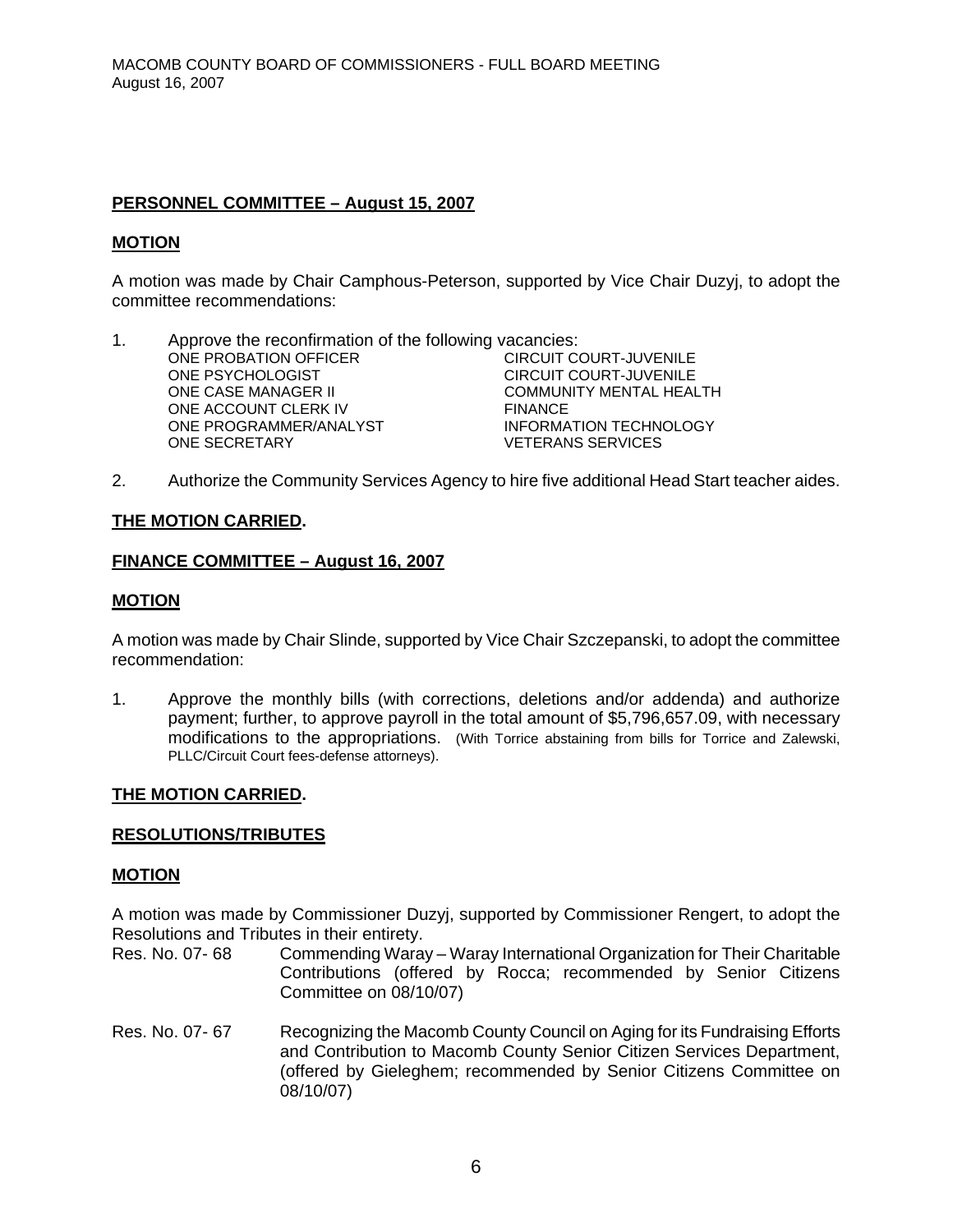**PERSONNEL COMMITTEE – August 15, 2007**

**MOTION**

A motion was made by Chair Camphous-Peterson, supported by Vice Chair Duzyj, to adopt the committee recommendations:

1. Approve the reconfirmation of the following vacancies:

| | |
|---|---|
| ONE PROBATION OFFICER | CIRCUIT COURT-JUVENILE |
| ONE PSYCHOLOGIST | CIRCUIT COURT-JUVENILE |
| ONE CASE MANAGER II | COMMUNITY MENTAL HEALTH |
| ONE ACCOUNT CLERK IV | FINANCE |
| ONE PROGRAMMER/ANALYST | INFORMATION TECHNOLOGY |
| ONE SECRETARY | VETERANS SERVICES |

2. Authorize the Community Services Agency to hire five additional Head Start teacher aides.

**THE MOTION CARRIED.**

**FINANCE COMMITTEE – August 16, 2007**

**MOTION**

A motion was made by Chair Slinde, supported by Vice Chair Szczepanski, to adopt the committee recommendation:

1. Approve the monthly bills (with corrections, deletions and/or addenda) and authorize payment; further, to approve payroll in the total amount of $5,796,657.09, with necessary modifications to the appropriations. (With Torrice abstaining from bills for Torrice and Zalewski, PLLC/Circuit Court fees-defense attorneys).

**THE MOTION CARRIED.**

**RESOLUTIONS/TRIBUTES**

**MOTION**

A motion was made by Commissioner Duzyj, supported by Commissioner Rengert, to adopt the Resolutions and Tributes in their entirety.

Res. No. 07- 68 Commending Waray – Waray International Organization for Their Charitable Contributions (offered by Rocca; recommended by Senior Citizens Committee on 08/10/07)

Res. No. 07- 67 Recognizing the Macomb County Council on Aging for its Fundraising Efforts and Contribution to Macomb County Senior Citizen Services Department, (offered by Gieleghem; recommended by Senior Citizens Committee on 08/10/07)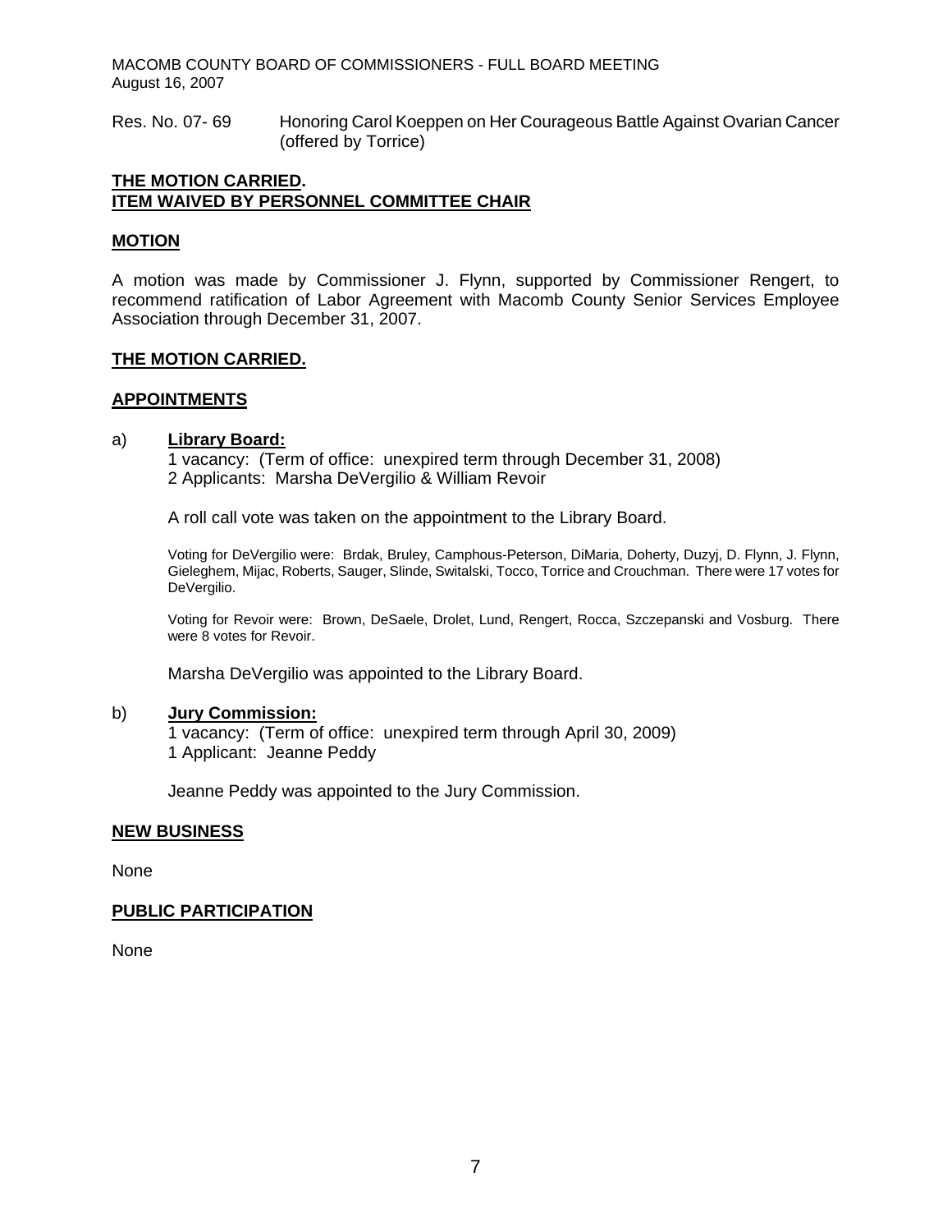Res. No. 07- 69 Honoring Carol Koeppen on Her Courageous Battle Against Ovarian Cancer (offered by Torrice)

**THE MOTION CARRIED.**
**ITEM WAIVED BY PERSONNEL COMMITTEE CHAIR**

## MOTION

A motion was made by Commissioner J. Flynn, supported by Commissioner Rengert, to recommend ratification of Labor Agreement with Macomb County Senior Services Employee Association through December 31, 2007.

**THE MOTION CARRIED.**

## APPOINTMENTS

a) **Library Board:**
1 vacancy: (Term of office: unexpired term through December 31, 2008)
2 Applicants: Marsha DeVergilio & William Revoir

A roll call vote was taken on the appointment to the Library Board.

Voting for DeVergilio were: Brdak, Bruley, Camphous-Peterson, DiMaria, Doherty, Duzyj, D. Flynn, J. Flynn, Gieleghem, Mijac, Roberts, Sauger, Slinde, Switalski, Tocco, Torrice and Crouchman. There were 17 votes for DeVergilio.

Voting for Revoir were: Brown, DeSaele, Drolet, Lund, Rengert, Rocca, Szczepanski and Vosburg. There were 8 votes for Revoir.

Marsha DeVergilio was appointed to the Library Board.

b) **Jury Commission:**
1 vacancy: (Term of office: unexpired term through April 30, 2009)
1 Applicant: Jeanne Peddy

Jeanne Peddy was appointed to the Jury Commission.

## NEW BUSINESS

None

## PUBLIC PARTICIPATION

None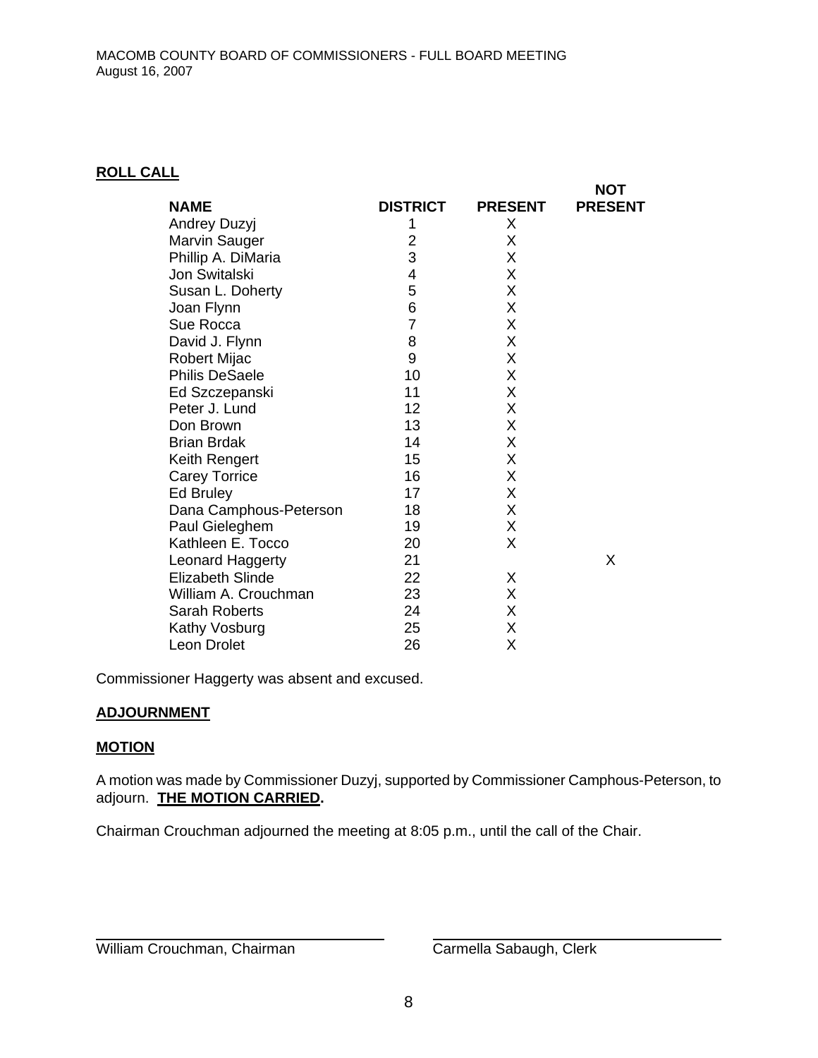MACOMB COUNTY BOARD OF COMMISSIONERS - FULL BOARD MEETING
August 16, 2007

**ROLL CALL**

| NAME | DISTRICT | PRESENT | NOT PRESENT |
|---|---|---|---|
| Andrey Duzyj | 1 | X | |
| Marvin Sauger | 2 | X | |
| Phillip A. DiMaria | 3 | X | |
| Jon Switalski | 4 | X | |
| Susan L. Doherty | 5 | X | |
| Joan Flynn | 6 | X | |
| Sue Rocca | 7 | X | |
| David J. Flynn | 8 | X | |
| Robert Mijac | 9 | X | |
| Philis DeSaele | 10 | X | |
| Ed Szczepanski | 11 | X | |
| Peter J. Lund | 12 | X | |
| Don Brown | 13 | X | |
| Brian Brdak | 14 | X | |
| Keith Rengert | 15 | X | |
| Carey Torrice | 16 | X | |
| Ed Bruley | 17 | X | |
| Dana Camphous-Peterson | 18 | X | |
| Paul Gieleghem | 19 | X | |
| Kathleen E. Tocco | 20 | X | |
| Leonard Haggerty | 21 | | X |
| Elizabeth Slinde | 22 | X | |
| William A. Crouchman | 23 | X | |
| Sarah Roberts | 24 | X | |
| Kathy Vosburg | 25 | X | |
| Leon Drolet | 26 | X | |

Commissioner Haggerty was absent and excused.

**ADJOURNMENT**

**MOTION**

A motion was made by Commissioner Duzyj, supported by Commissioner Camphous-Peterson, to adjourn. **THE MOTION CARRIED.**

Chairman Crouchman adjourned the meeting at 8:05 p.m., until the call of the Chair.

William Crouchman, Chairman

Carmella Sabaugh, Clerk